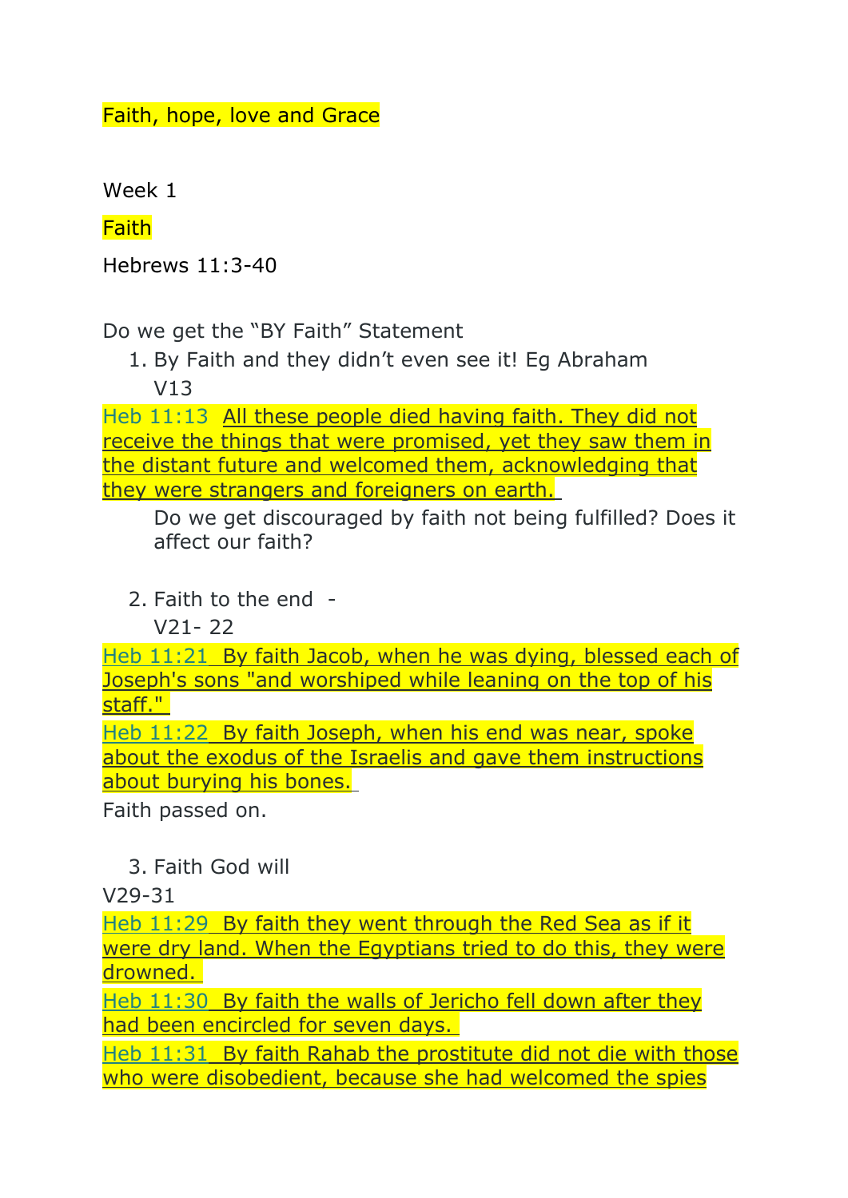Faith, hope, love and Grace

Week 1

Faith

Hebrews 11:3-40

Do we get the "BY Faith" Statement

1. By Faith and they didn't even see it! Eg Abraham
   V13

Heb 11:13 All these people died having faith. They did not receive the things that were promised, yet they saw them in the distant future and welcomed them, acknowledging that they were strangers and foreigners on earth.

   Do we get discouraged by faith not being fulfilled? Does it affect our faith?

2. Faith to the end -
   V21- 22

Heb 11:21 By faith Jacob, when he was dying, blessed each of Joseph's sons "and worshiped while leaning on the top of his staff."

Heb 11:22 By faith Joseph, when his end was near, spoke about the exodus of the Israelis and gave them instructions about burying his bones.

Faith passed on.

3. Faith God will

V29-31

Heb 11:29 By faith they went through the Red Sea as if it were dry land. When the Egyptians tried to do this, they were drowned.

Heb 11:30 By faith the walls of Jericho fell down after they had been encircled for seven days.

Heb 11:31 By faith Rahab the prostitute did not die with those who were disobedient, because she had welcomed the spies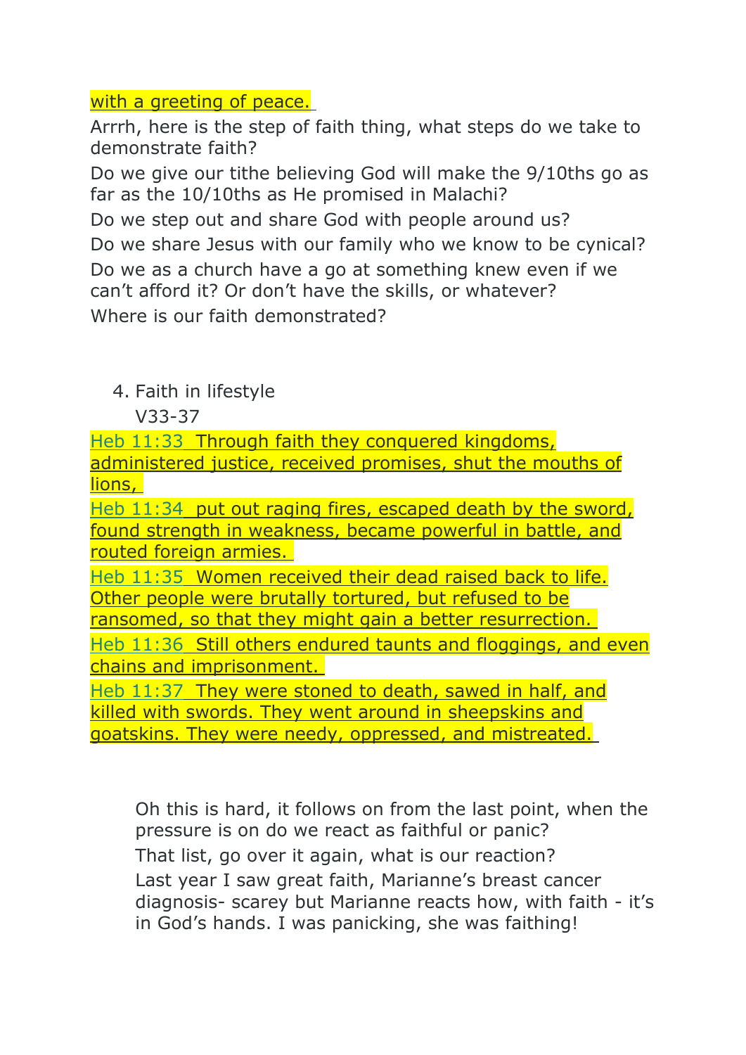with a greeting of peace.

Arrrh, here is the step of faith thing, what steps do we take to demonstrate faith?

Do we give our tithe believing God will make the 9/10ths go as far as the 10/10ths as He promised in Malachi?

Do we step out and share God with people around us?

Do we share Jesus with our family who we know to be cynical?

Do we as a church have a go at something knew even if we can't afford it? Or don't have the skills, or whatever?

Where is our faith demonstrated?

4. Faith in lifestyle

   V33-37

Heb 11:33 Through faith they conquered kingdoms, administered justice, received promises, shut the mouths of lions,

Heb 11:34 put out raging fires, escaped death by the sword, found strength in weakness, became powerful in battle, and routed foreign armies.

Heb 11:35 Women received their dead raised back to life. Other people were brutally tortured, but refused to be ransomed, so that they might gain a better resurrection.

Heb 11:36 Still others endured taunts and floggings, and even chains and imprisonment.

Heb 11:37 They were stoned to death, sawed in half, and killed with swords. They went around in sheepskins and goatskins. They were needy, oppressed, and mistreated.

Oh this is hard, it follows on from the last point, when the pressure is on do we react as faithful or panic?

That list, go over it again, what is our reaction?

Last year I saw great faith, Marianne's breast cancer diagnosis- scarey but Marianne reacts how, with faith - it's in God's hands. I was panicking, she was faithing!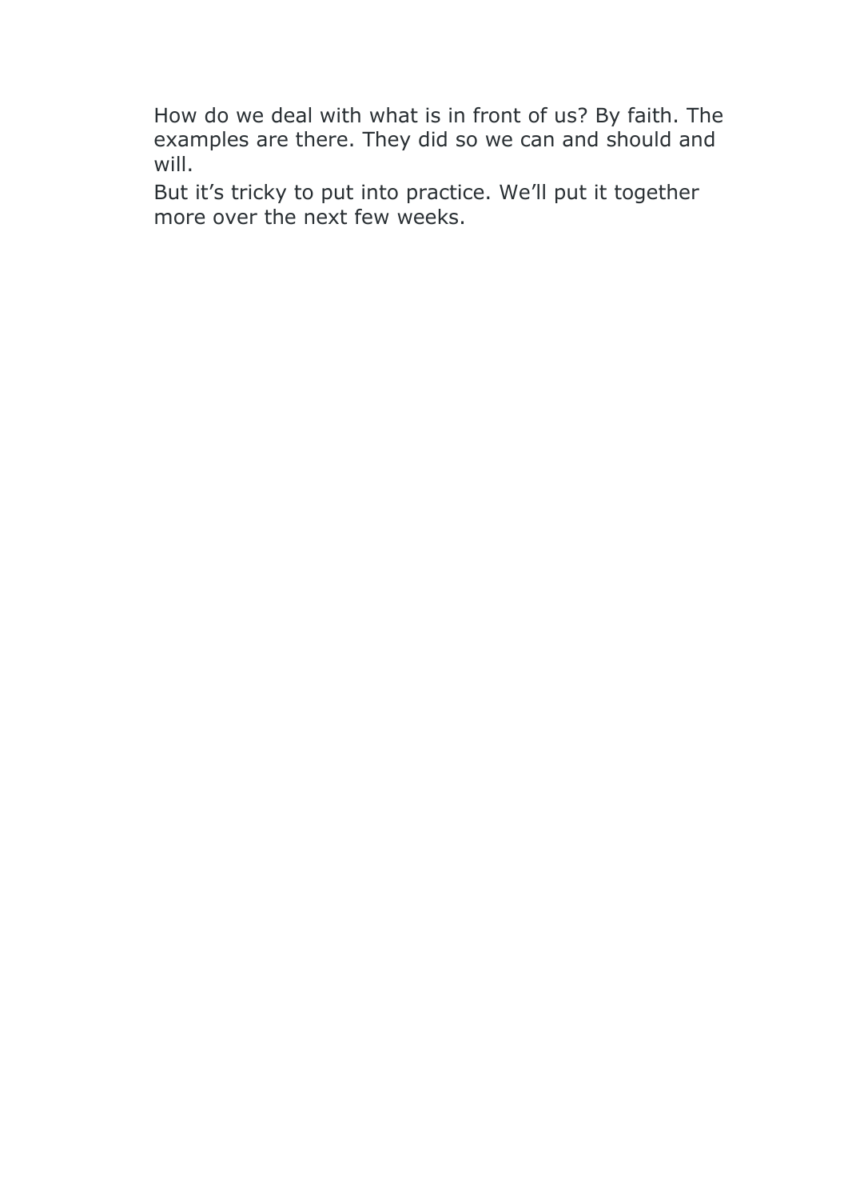How do we deal with what is in front of us? By faith. The examples are there. They did so we can and should and will.

But it's tricky to put into practice. We'll put it together more over the next few weeks.